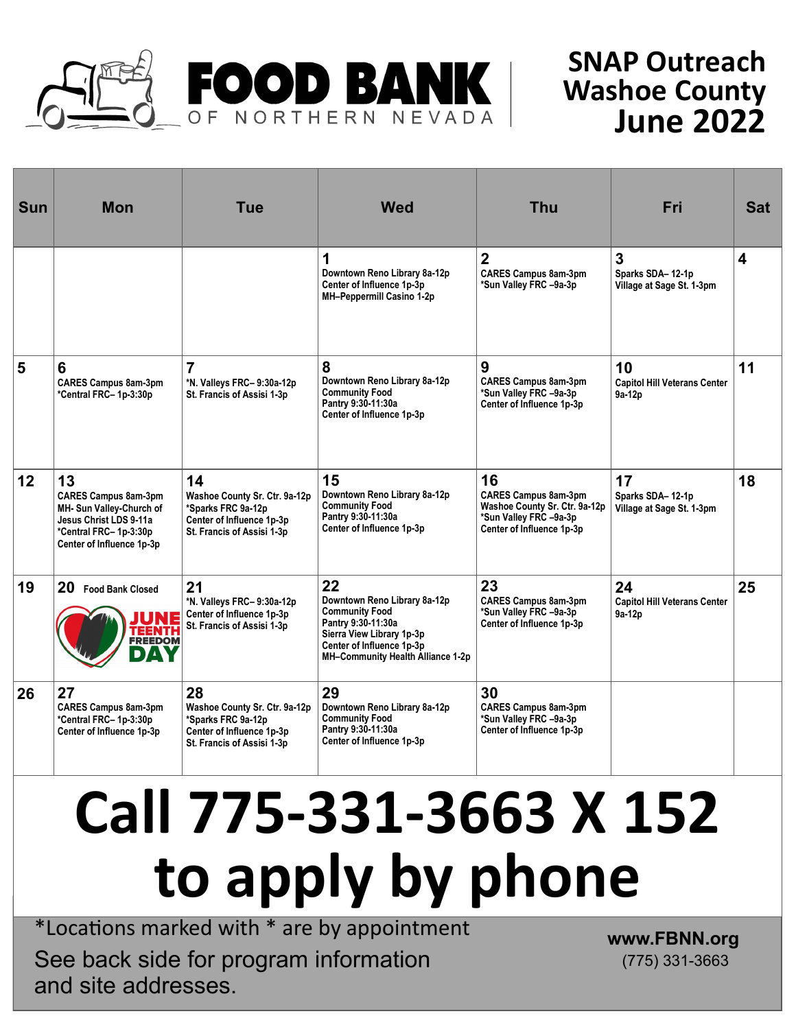# FOOD BANK OF NORTHERN NEVADA

## SNAP Outreach Washoe County June 2022

| Sun | Mon | Tue | Wed | Thu | Fri | Sat |
|---|---|---|---|---|---|---|
| | | | **1** Downtown Reno Library 8a-12p<br>Center of Influence 1p-3p<br>MH–Peppermill Casino 1-2p | **2** CARES Campus 8am-3pm<br>*Sun Valley FRC –9a-3p | **3** Sparks SDA– 12-1p<br>Village at Sage St. 1-3pm | **4** |
| **5** | **6** CARES Campus 8am-3pm<br>*Central FRC– 1p-3:30p | **7** *N. Valleys FRC– 9:30a-12p<br>St. Francis of Assisi 1-3p | **8** Downtown Reno Library 8a-12p<br>Community Food Pantry 9:30-11:30a<br>Center of Influence 1p-3p | **9** CARES Campus 8am-3pm<br>*Sun Valley FRC –9a-3p<br>Center of Influence 1p-3p | **10** Capitol Hill Veterans Center 9a-12p | **11** |
| **12** | **13** CARES Campus 8am-3pm<br>MH- Sun Valley-Church of Jesus Christ LDS 9-11a<br>*Central FRC– 1p-3:30p<br>Center of Influence 1p-3p | **14** Washoe County Sr. Ctr. 9a-12p<br>*Sparks FRC 9a-12p<br>Center of Influence 1p-3p<br>St. Francis of Assisi 1-3p | **15** Downtown Reno Library 8a-12p<br>Community Food Pantry 9:30-11:30a<br>Center of Influence 1p-3p | **16** CARES Campus 8am-3pm<br>Washoe County Sr. Ctr. 9a-12p<br>*Sun Valley FRC –9a-3p<br>Center of Influence 1p-3p | **17** Sparks SDA– 12-1p<br>Village at Sage St. 1-3pm | **18** |
| **19** | **20** Food Bank Closed<br>JUNETEENTH FREEDOM DAY | **21** *N. Valleys FRC– 9:30a-12p<br>Center of Influence 1p-3p<br>St. Francis of Assisi 1-3p | **22** Downtown Reno Library 8a-12p<br>Community Food Pantry 9:30-11:30a<br>Sierra View Library 1p-3p<br>Center of Influence 1p-3p<br>MH–Community Health Alliance 1-2p | **23** CARES Campus 8am-3pm<br>*Sun Valley FRC –9a-3p<br>Center of Influence 1p-3p | **24** Capitol Hill Veterans Center 9a-12p | **25** |
| **26** | **27** CARES Campus 8am-3pm<br>*Central FRC– 1p-3:30p<br>Center of Influence 1p-3p | **28** Washoe County Sr. Ctr. 9a-12p<br>*Sparks FRC 9a-12p<br>Center of Influence 1p-3p<br>St. Francis of Assisi 1-3p | **29** Downtown Reno Library 8a-12p<br>Community Food Pantry 9:30-11:30a<br>Center of Influence 1p-3p | **30** CARES Campus 8am-3pm<br>*Sun Valley FRC –9a-3p<br>Center of Influence 1p-3p | | |

# Call 775-331-3663 X 152 to apply by phone

*Locations marked with * are by appointment

See back side for program information and site addresses.

**www.FBNN.org**
(775) 331-3663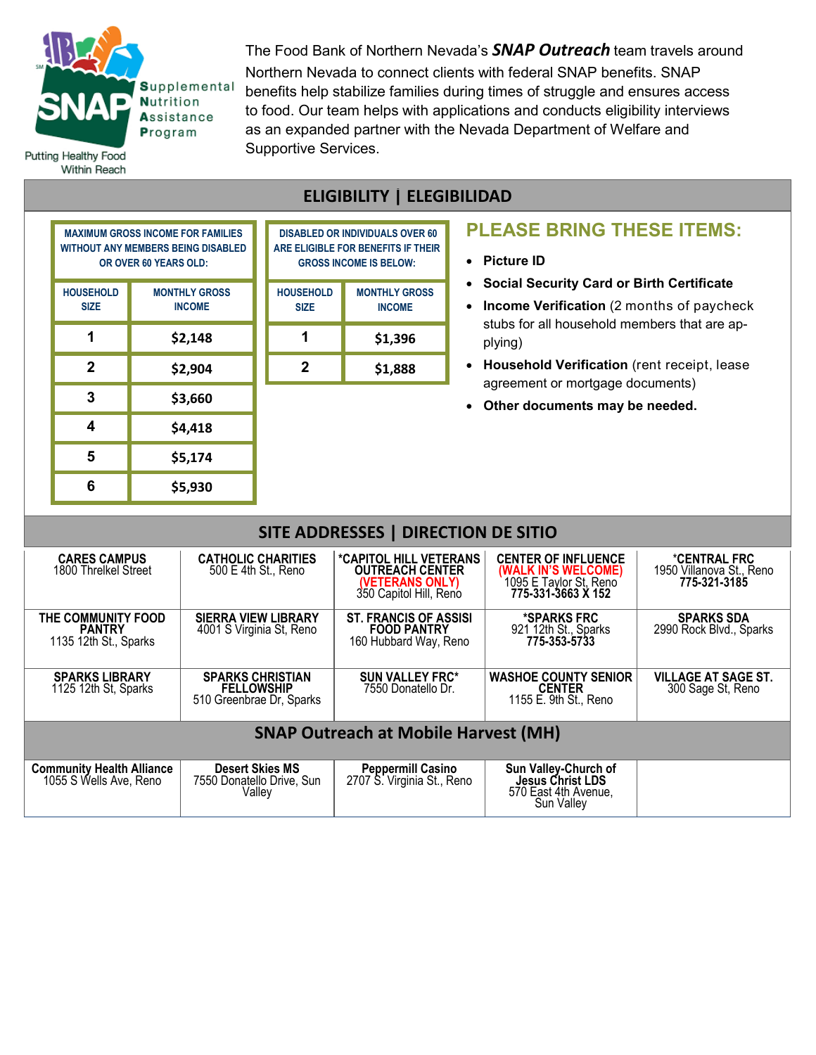Supplemental Nutrition Assistance Program

SNAP

Putting Healthy Food Within Reach

The Food Bank of Northern Nevada's ***SNAP Outreach*** team travels around Northern Nevada to connect clients with federal SNAP benefits. SNAP benefits help stabilize families during times of struggle and ensures access to food. Our team helps with applications and conducts eligibility interviews as an expanded partner with the Nevada Department of Welfare and Supportive Services.

## ELIGIBILITY | ELEGIBILIDAD

**MAXIMUM GROSS INCOME FOR FAMILIES WITHOUT ANY MEMBERS BEING DISABLED OR OVER 60 YEARS OLD:**

| HOUSEHOLD SIZE | MONTHLY GROSS INCOME |
|---|---|
| 1 | $2,148 |
| 2 | $2,904 |
| 3 | $3,660 |
| 4 | $4,418 |
| 5 | $5,174 |
| 6 | $5,930 |

**DISABLED OR INDIVIDUALS OVER 60 ARE ELIGIBLE FOR BENEFITS IF THEIR GROSS INCOME IS BELOW:**

| HOUSEHOLD SIZE | MONTHLY GROSS INCOME |
|---|---|
| 1 | $1,396 |
| 2 | $1,888 |

### PLEASE BRING THESE ITEMS:

- **Picture ID**
- **Social Security Card or Birth Certificate**
- **Income Verification** (2 months of paycheck stubs for all household members that are applying)
- **Household Verification** (rent receipt, lease agreement or mortgage documents)
- **Other documents may be needed.**

## SITE ADDRESSES | DIRECTION DE SITIO

| | | | | |
|---|---|---|---|---|
| **CARES CAMPUS** 1800 Threlkel Street | **CATHOLIC CHARITIES** 500 E 4th St., Reno | ***CAPITOL HILL VETERANS OUTREACH CENTER** (VETERANS ONLY) 350 Capitol Hill, Reno | **CENTER OF INFLUENCE** (WALK IN'S WELCOME) 1095 E Taylor St, Reno **775-331-3663 X 152** | ***CENTRAL FRC** 1950 Villanova St., Reno **775-321-3185** |
| **THE COMMUNITY FOOD PANTRY** 1135 12th St., Sparks | **SIERRA VIEW LIBRARY** 4001 S Virginia St, Reno | **ST. FRANCIS OF ASSISI FOOD PANTRY** 160 Hubbard Way, Reno | ***SPARKS FRC** 921 12th St., Sparks **775-353-5733** | **SPARKS SDA** 2990 Rock Blvd., Sparks |
| **SPARKS LIBRARY** 1125 12th St, Sparks | **SPARKS CHRISTIAN FELLOWSHIP** 510 Greenbrae Dr, Sparks | **SUN VALLEY FRC*** 7550 Donatello Dr. | **WASHOE COUNTY SENIOR CENTER** 1155 E. 9th St., Reno | **VILLAGE AT SAGE ST.** 300 Sage St, Reno |

## SNAP Outreach at Mobile Harvest (MH)

| | | | | |
|---|---|---|---|---|
| **Community Health Alliance** 1055 S Wells Ave, Reno | **Desert Skies MS** 7550 Donatello Drive, Sun Valley | **Peppermill Casino** 2707 S. Virginia St., Reno | **Sun Valley-Church of Jesus Christ LDS** 570 East 4th Avenue, Sun Valley | |